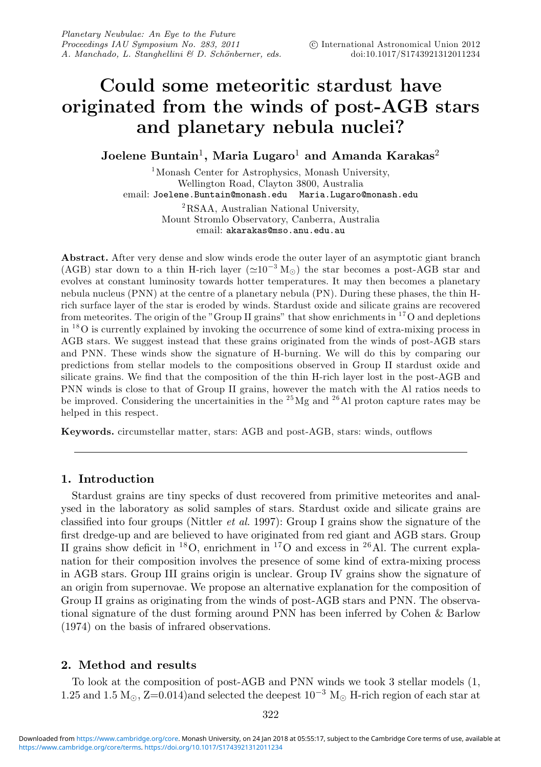# Could some meteoritic stardust have originated from the winds of post-AGB stars and planetary nebula nuclei?

**Joelene Buntain[1], Maria Lugaro[1] and Amanda Karakas[2]**

[1]Monash Center for Astrophysics, Monash University, Wellington Road, Clayton 3800, Australia
email: Joelene.Buntain@monash.edu Maria.Lugaro@monash.edu

[2]RSAA, Australian National University, Mount Stromlo Observatory, Canberra, Australia
email: akarakas@mso.anu.edu.au

**Abstract.** After very dense and slow winds erode the outer layer of an asymptotic giant branch (AGB) star down to a thin H-rich layer ($\simeq 10^{-3}$ M$_\odot$) the star becomes a post-AGB star and evolves at constant luminosity towards hotter temperatures. It may then becomes a planetary nebula nucleus (PNN) at the centre of a planetary nebula (PN). During these phases, the thin H-rich surface layer of the star is eroded by winds. Stardust oxide and silicate grains are recovered from meteorites. The origin of the "Group II grains" that show enrichments in $^{17}$O and depletions in $^{18}$O is currently explained by invoking the occurrence of some kind of extra-mixing process in AGB stars. We suggest instead that these grains originated from the winds of post-AGB stars and PNN. These winds show the signature of H-burning. We will do this by comparing our predictions from stellar models to the compositions observed in Group II stardust oxide and silicate grains. We find that the composition of the thin H-rich layer lost in the post-AGB and PNN winds is close to that of Group II grains, however the match with the Al ratios needs to be improved. Considering the uncertainities in the $^{25}$Mg and $^{26}$Al proton capture rates may be helped in this respect.

**Keywords.** circumstellar matter, stars: AGB and post-AGB, stars: winds, outflows

## 1. Introduction

Stardust grains are tiny specks of dust recovered from primitive meteorites and analysed in the laboratory as solid samples of stars. Stardust oxide and silicate grains are classified into four groups (Nittler *et al.* 1997): Group I grains show the signature of the first dredge-up and are believed to have originated from red giant and AGB stars. Group II grains show deficit in $^{18}$O, enrichment in $^{17}$O and excess in $^{26}$Al. The current explanation for their composition involves the presence of some kind of extra-mixing process in AGB stars. Group III grains origin is unclear. Group IV grains show the signature of an origin from supernovae. We propose an alternative explanation for the composition of Group II grains as originating from the winds of post-AGB stars and PNN. The observational signature of the dust forming around PNN has been inferred by Cohen & Barlow (1974) on the basis of infrared observations.

## 2. Method and results

To look at the composition of post-AGB and PNN winds we took 3 stellar models (1, 1.25 and 1.5 M$_\odot$, Z=0.014)and selected the deepest $10^{-3}$ M$_\odot$ H-rich region of each star at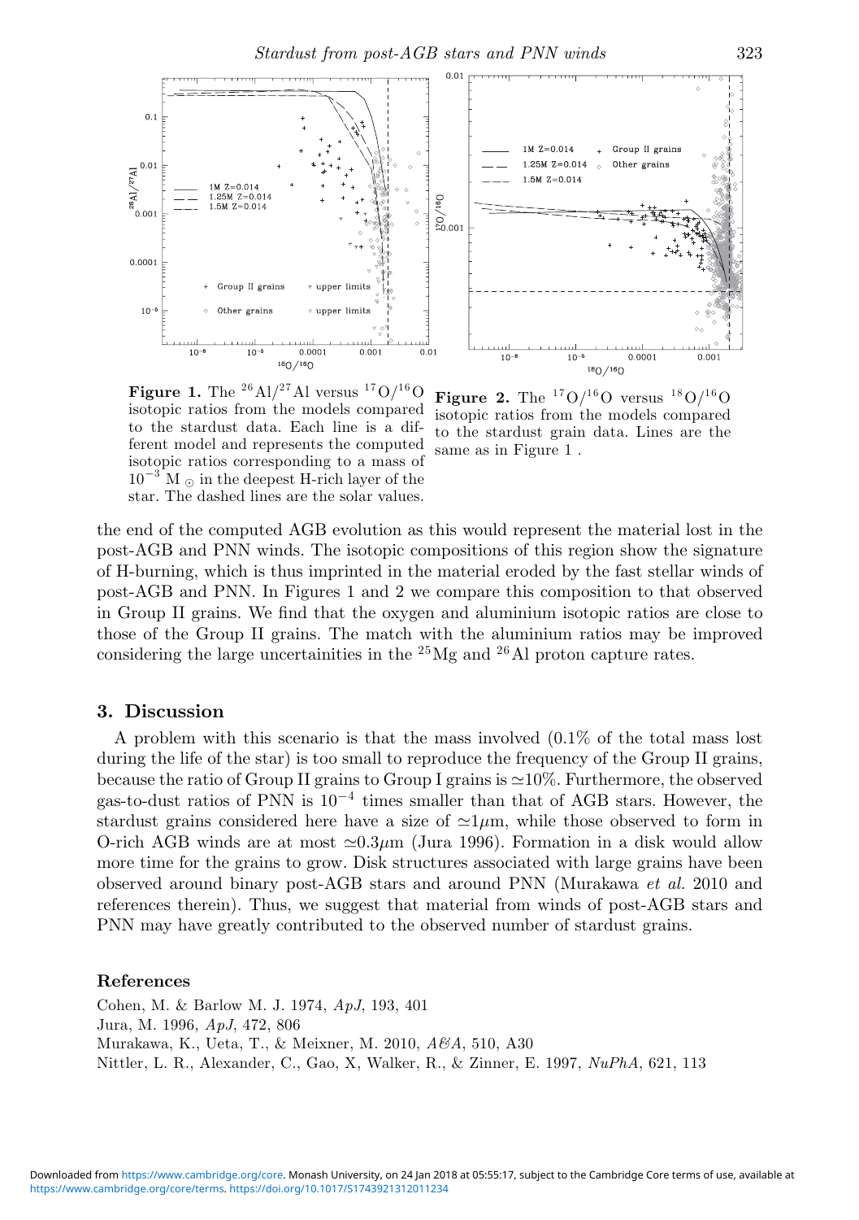0.1

0.01

0.001

0.0001

$10^{-5}$

$^{26}Al/^{27}Al$

1M Z=0.014
1.25M Z=0.014
1.5M Z=0.014

+ Group II grains
upper limits
Other grains
upper limits

$10^{-6}$ $10^{-5}$ 0.0001 0.001 0.01

$^{18}O/^{16}O$

0.01

0.001

$^{17}O/^{16}O$

1M Z=0.014
1.25M Z=0.014
1.5M Z=0.014

+ Group II grains
Other grains

$10^{-6}$ $10^{-5}$ 0.0001 0.001

$^{18}O/^{16}O$

**Figure 1.** The $^{26}Al/^{27}Al$ versus $^{17}O/^{16}O$ isotopic ratios from the models compared to the stardust data. Each line is a different model and represents the computed isotopic ratios corresponding to a mass of $10^{-3}$ $M_{\odot}$ in the deepest H-rich layer of the star. The dashed lines are the solar values.

**Figure 2.** The $^{17}O/^{16}O$ versus $^{18}O/^{16}O$ isotopic ratios from the models compared to the stardust grain data. Lines are the same as in Figure 1 .

the end of the computed AGB evolution as this would represent the material lost in the post-AGB and PNN winds. The isotopic compositions of this region show the signature of H-burning, which is thus imprinted in the material eroded by the fast stellar winds of post-AGB and PNN. In Figures 1 and 2 we compare this composition to that observed in Group II grains. We find that the oxygen and aluminium isotopic ratios are close to those of the Group II grains. The match with the aluminium ratios may be improved considering the large uncertainities in the $^{25}Mg$ and $^{26}Al$ proton capture rates.

## 3. Discussion

A problem with this scenario is that the mass involved (0.1% of the total mass lost during the life of the star) is too small to reproduce the frequency of the Group II grains, because the ratio of Group II grains to Group I grains is $\simeq$10%. Furthermore, the observed gas-to-dust ratios of PNN is $10^{-4}$ times smaller than that of AGB stars. However, the stardust grains considered here have a size of $\simeq 1\mu$m, while those observed to form in O-rich AGB winds are at most $\simeq 0.3\mu$m (Jura 1996). Formation in a disk would allow more time for the grains to grow. Disk structures associated with large grains have been observed around binary post-AGB stars and around PNN (Murakawa *et al.* 2010 and references therein). Thus, we suggest that material from winds of post-AGB stars and PNN may have greatly contributed to the observed number of stardust grains.

## References

Cohen, M. & Barlow M. J. 1974, *ApJ*, 193, 401
Jura, M. 1996, *ApJ*, 472, 806
Murakawa, K., Ueta, T., & Meixner, M. 2010, *A&A*, 510, A30
Nittler, L. R., Alexander, C., Gao, X, Walker, R., & Zinner, E. 1997, *NuPhA*, 621, 113